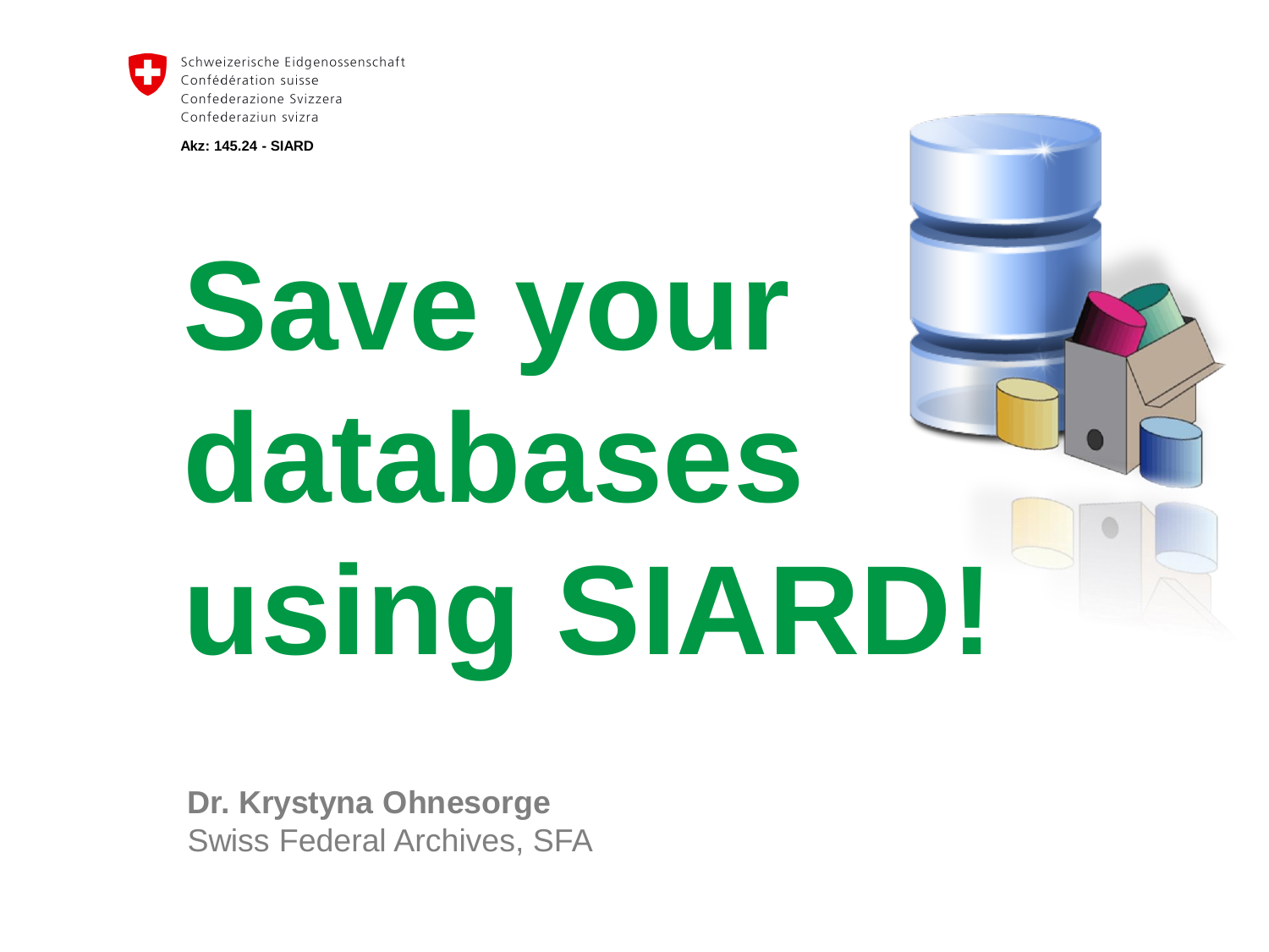Schweizerische Eidgenossenschaft
Confédération suisse
Confederazione Svizzera
Confederaziun svizra

**Akz: 145.24 - SIARD**

# Save your databases using SIARD!

**Dr. Krystyna Ohnesorge**
Swiss Federal Archives, SFA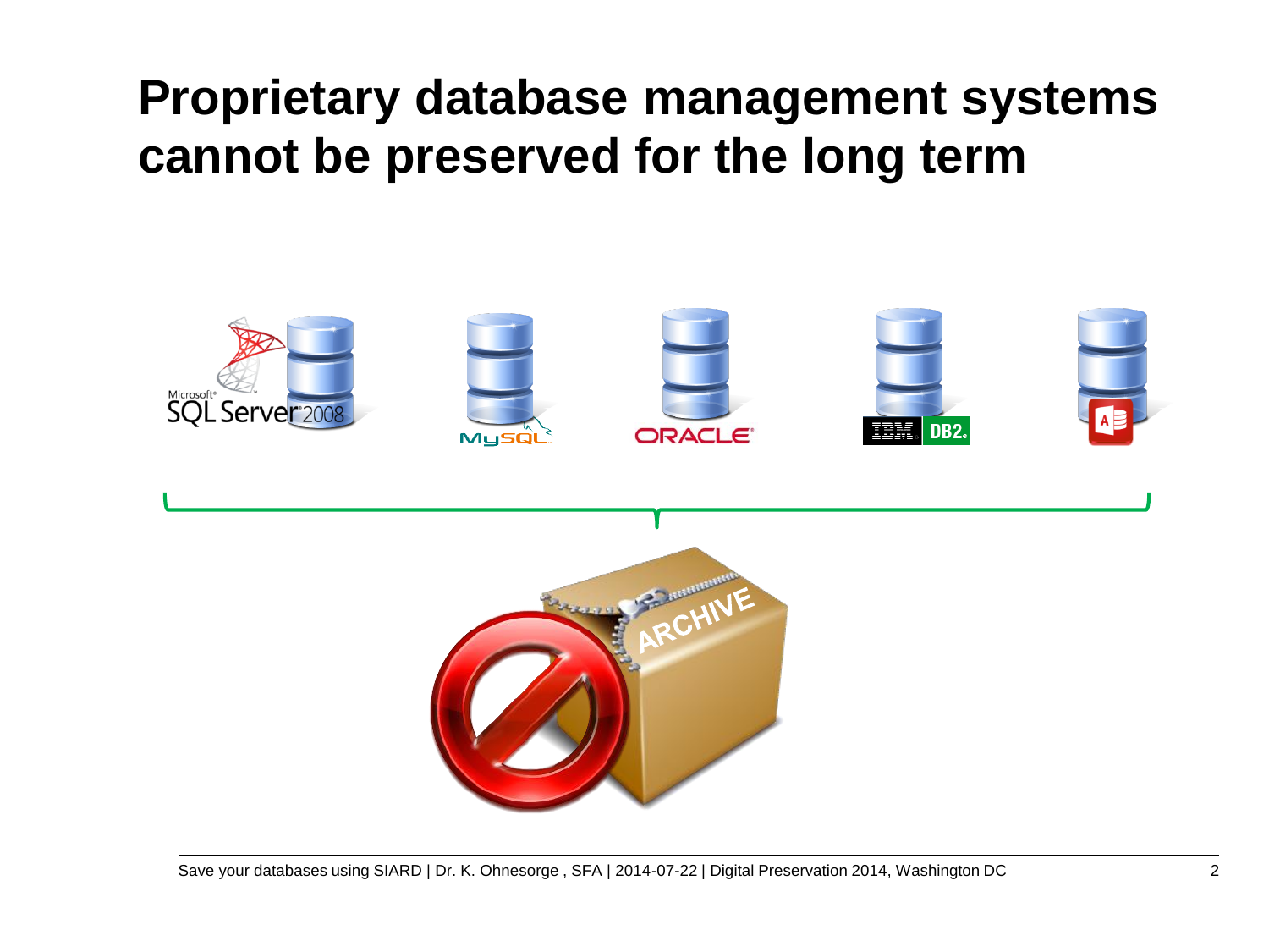# Proprietary database management systems cannot be preserved for the long term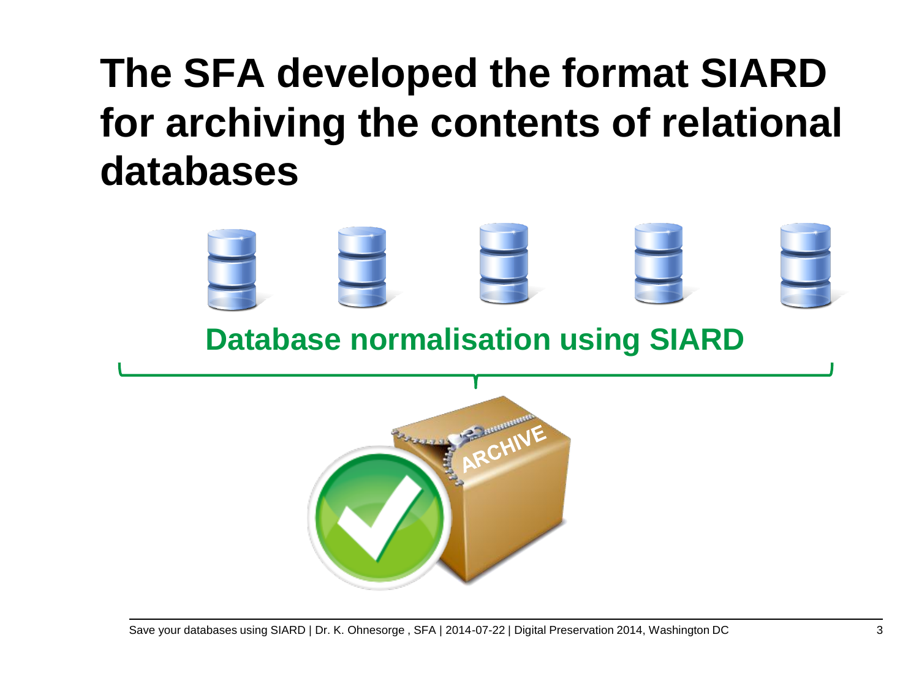# The SFA developed the format SIARD for archiving the contents of relational databases

**Database normalisation using SIARD**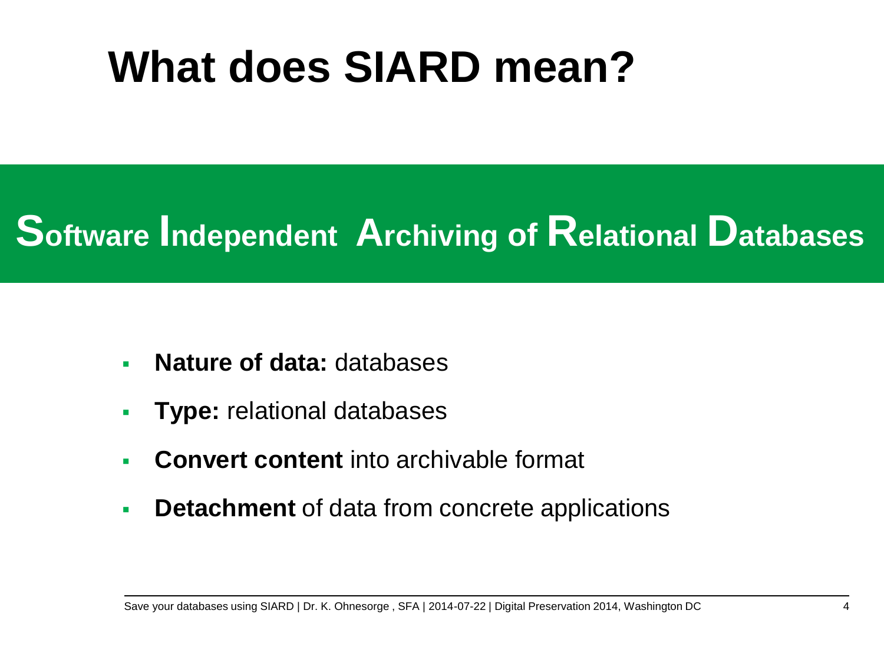# What does SIARD mean?

## Software Independent Archiving of Relational Databases

- **Nature of data:** databases
- **Type:** relational databases
- **Convert content** into archivable format
- **Detachment** of data from concrete applications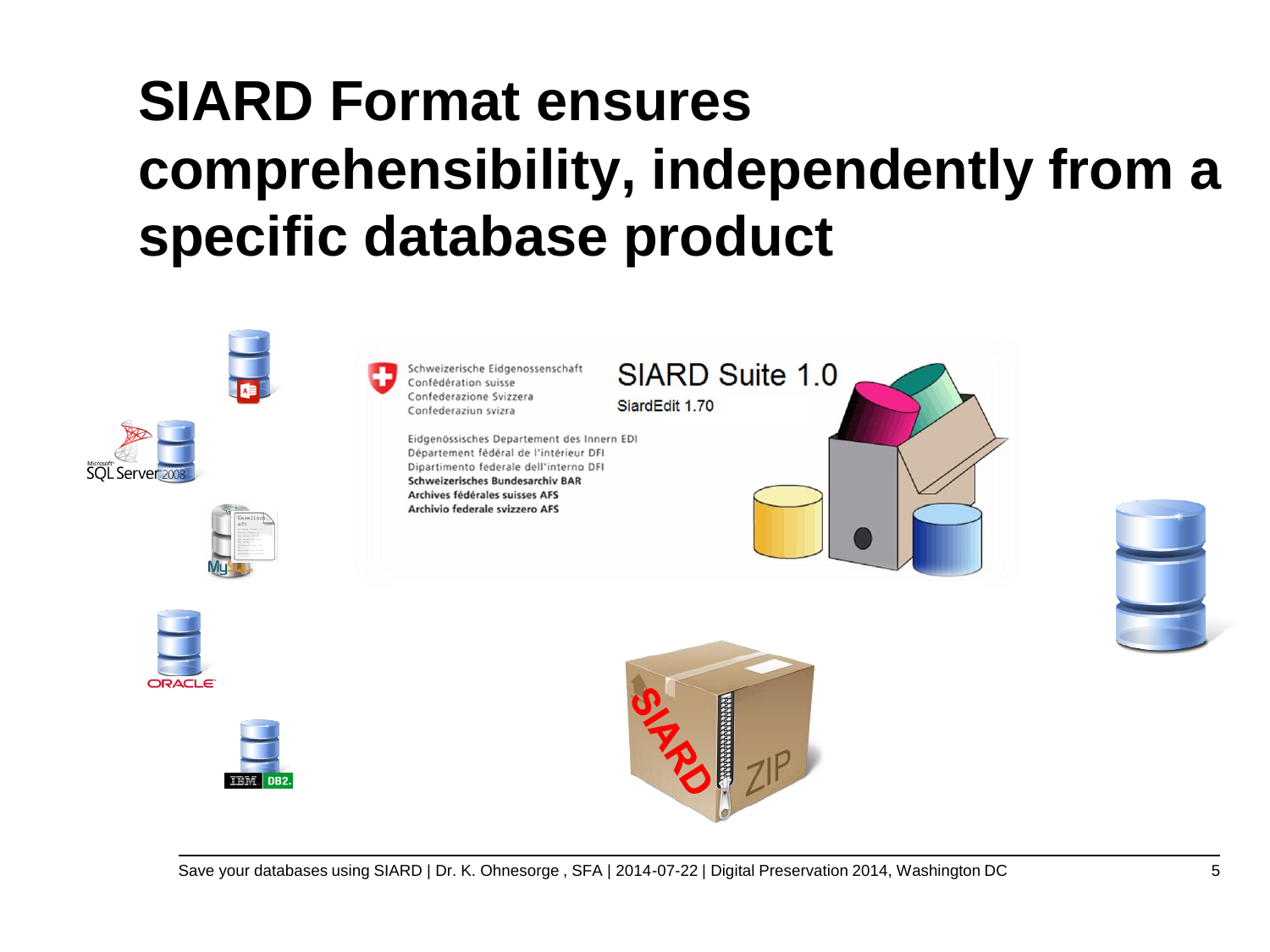# SIARD Format ensures comprehensibility, independently from a specific database product

Schweizerische Eidgenossenschaft
Confédération suisse
Confederazione Svizzera
Confederaziun svizra

Eidgenössisches Departement des Innern EDI
Département fédéral de l'intérieur DFI
Dipartimento federale dell'interno DFI
**Schweizerisches Bundesarchiv BAR**
**Archives fédérales suisses AFS**
**Archivio federale svizzero AFS**

SIARD Suite 1.0

SiardEdit 1.70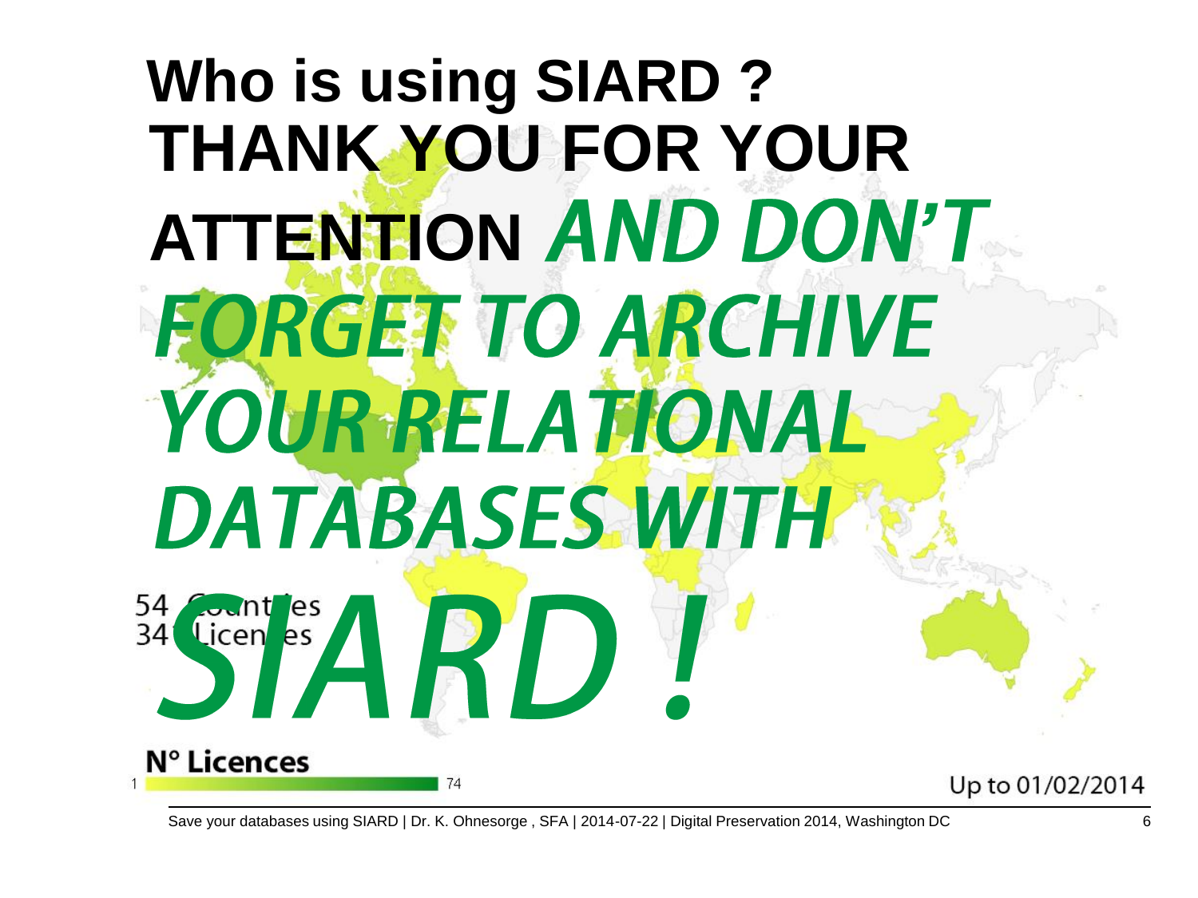# Who is using SIARD ? THANK YOU FOR YOUR ATTENTION *AND DON'T FORGET TO ARCHIVE YOUR RELATIONAL DATABASES WITH SIARD !*

54 Countries
341 Licences

N° Licences
1
74

Up to 01/02/2014